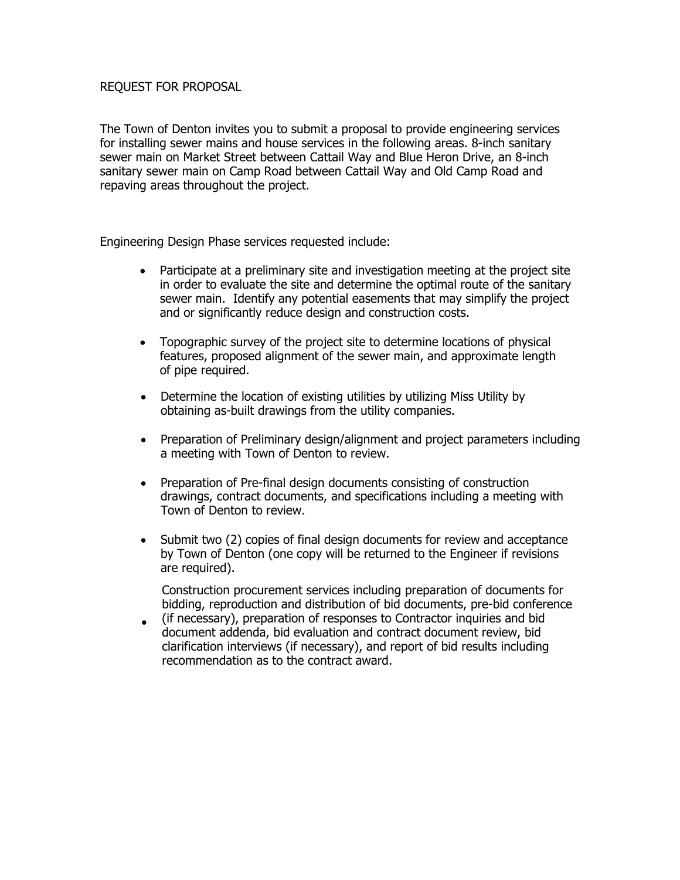REQUEST FOR PROPOSAL

The Town of Denton invites you to submit a proposal to provide engineering services for installing sewer mains and house services in the following areas. 8-inch sanitary sewer main on Market Street between Cattail Way and Blue Heron Drive, an 8-inch sanitary sewer main on Camp Road between Cattail Way and Old Camp Road and repaving areas throughout the project.

Engineering Design Phase services requested include:

- Participate at a preliminary site and investigation meeting at the project site in order to evaluate the site and determine the optimal route of the sanitary sewer main. Identify any potential easements that may simplify the project and or significantly reduce design and construction costs.
- Topographic survey of the project site to determine locations of physical features, proposed alignment of the sewer main, and approximate length of pipe required.
- Determine the location of existing utilities by utilizing Miss Utility by obtaining as-built drawings from the utility companies.
- Preparation of Preliminary design/alignment and project parameters including a meeting with Town of Denton to review.
- Preparation of Pre-final design documents consisting of construction drawings, contract documents, and specifications including a meeting with Town of Denton to review.
- Submit two (2) copies of final design documents for review and acceptance by Town of Denton (one copy will be returned to the Engineer if revisions are required).
- Construction procurement services including preparation of documents for bidding, reproduction and distribution of bid documents, pre-bid conference (if necessary), preparation of responses to Contractor inquiries and bid document addenda, bid evaluation and contract document review, bid clarification interviews (if necessary), and report of bid results including recommendation as to the contract award.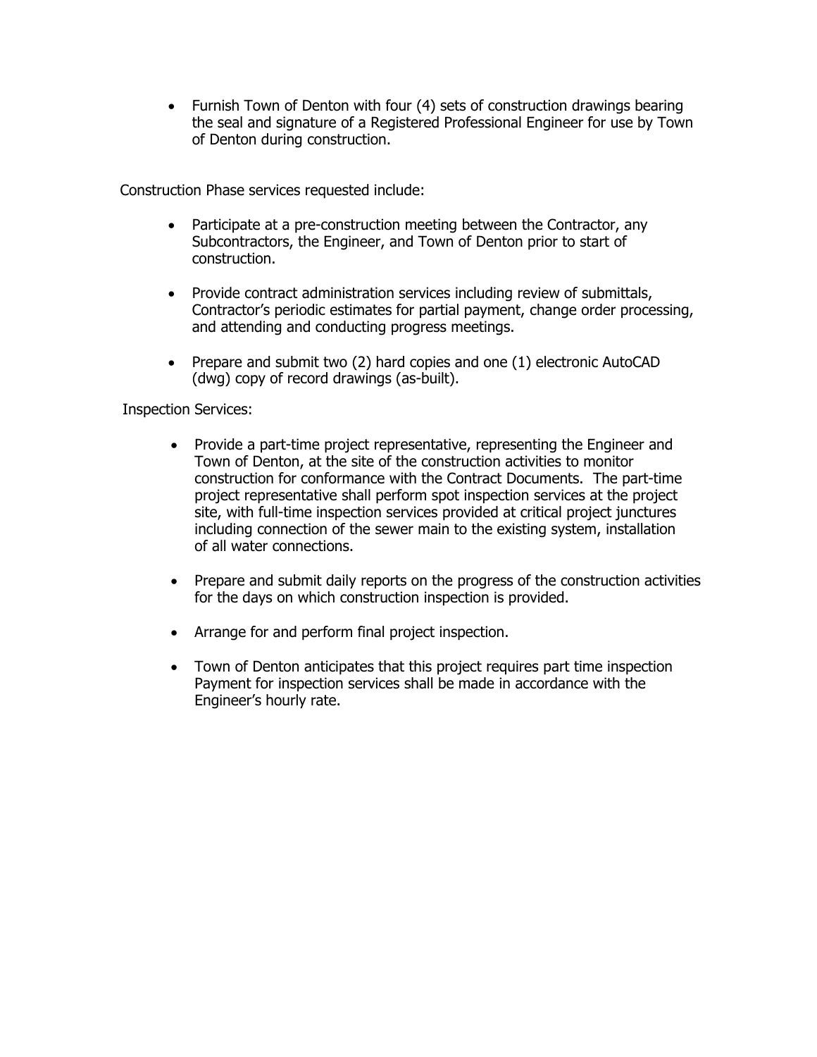- Furnish Town of Denton with four (4) sets of construction drawings bearing the seal and signature of a Registered Professional Engineer for use by Town of Denton during construction.

Construction Phase services requested include:

- Participate at a pre-construction meeting between the Contractor, any Subcontractors, the Engineer, and Town of Denton prior to start of construction.
- Provide contract administration services including review of submittals, Contractor's periodic estimates for partial payment, change order processing, and attending and conducting progress meetings.
- Prepare and submit two (2) hard copies and one (1) electronic AutoCAD (dwg) copy of record drawings (as-built).

Inspection Services:

- Provide a part-time project representative, representing the Engineer and Town of Denton, at the site of the construction activities to monitor construction for conformance with the Contract Documents. The part-time project representative shall perform spot inspection services at the project site, with full-time inspection services provided at critical project junctures including connection of the sewer main to the existing system, installation of all water connections.
- Prepare and submit daily reports on the progress of the construction activities for the days on which construction inspection is provided.
- Arrange for and perform final project inspection.
- Town of Denton anticipates that this project requires part time inspection Payment for inspection services shall be made in accordance with the Engineer's hourly rate.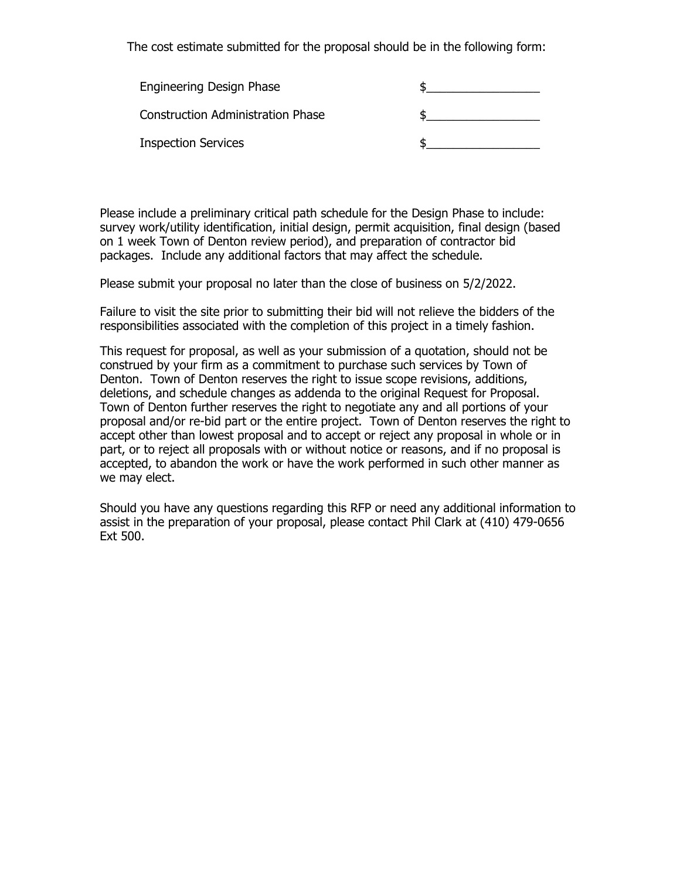The cost estimate submitted for the proposal should be in the following form:

| | |
|---|---|
| Engineering Design Phase | $_________________ |
| Construction Administration Phase | $_________________ |
| Inspection Services | $_________________ |

Please include a preliminary critical path schedule for the Design Phase to include: survey work/utility identification, initial design, permit acquisition, final design (based on 1 week Town of Denton review period), and preparation of contractor bid packages. Include any additional factors that may affect the schedule.

Please submit your proposal no later than the close of business on 5/2/2022.

Failure to visit the site prior to submitting their bid will not relieve the bidders of the responsibilities associated with the completion of this project in a timely fashion.

This request for proposal, as well as your submission of a quotation, should not be construed by your firm as a commitment to purchase such services by Town of Denton. Town of Denton reserves the right to issue scope revisions, additions, deletions, and schedule changes as addenda to the original Request for Proposal. Town of Denton further reserves the right to negotiate any and all portions of your proposal and/or re-bid part or the entire project. Town of Denton reserves the right to accept other than lowest proposal and to accept or reject any proposal in whole or in part, or to reject all proposals with or without notice or reasons, and if no proposal is accepted, to abandon the work or have the work performed in such other manner as we may elect.

Should you have any questions regarding this RFP or need any additional information to assist in the preparation of your proposal, please contact Phil Clark at (410) 479-0656 Ext 500.